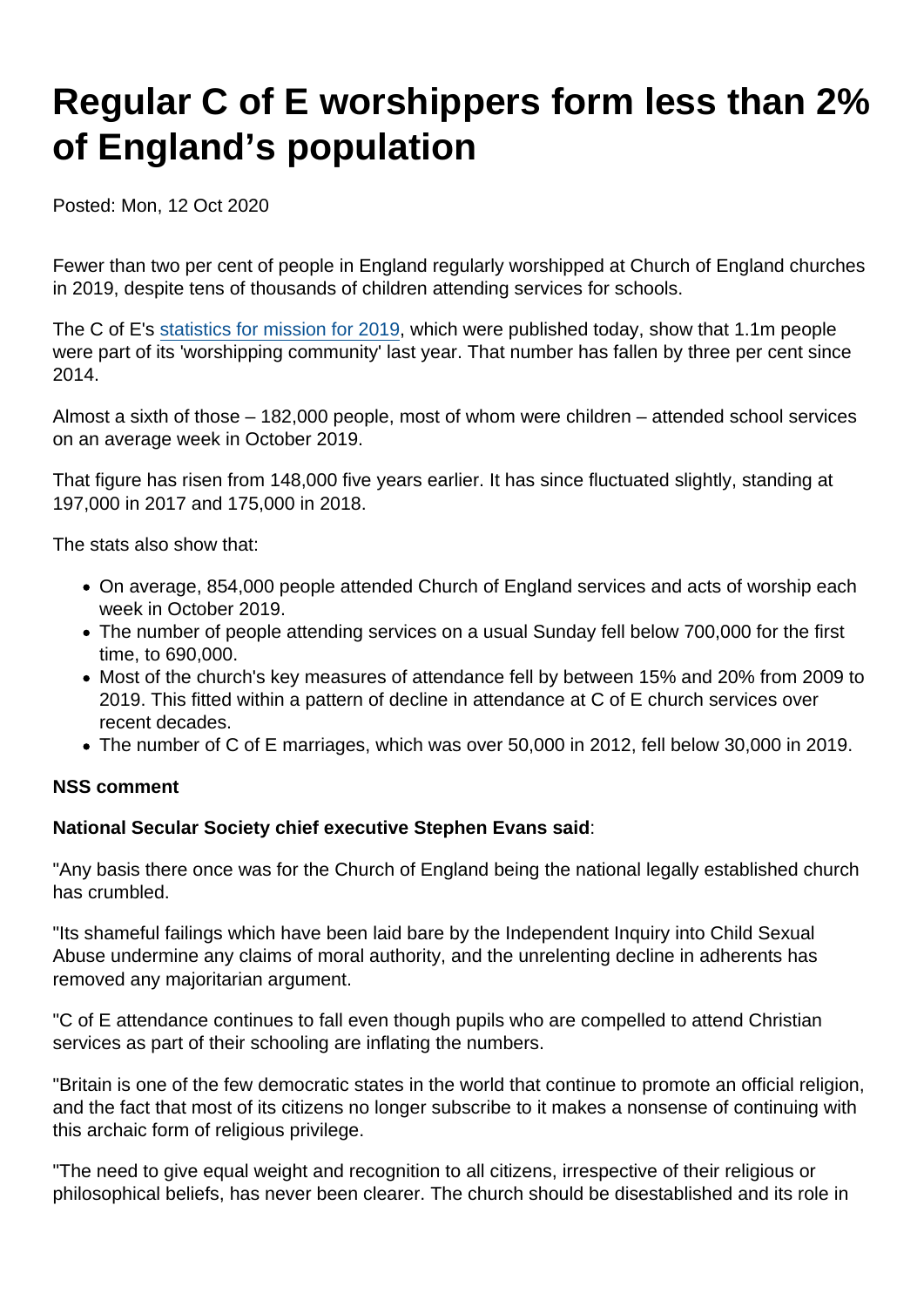# Regular C of E worshippers form less than 2% of England's population

Posted: Mon, 12 Oct 2020

Fewer than two per cent of people in England regularly worshipped at Church of England churches in 2019, despite tens of thousands of children attending services for schools.

The C of E's [statistics for mission for 2019](), which were published today, show that 1.1m people were part of its 'worshipping community' last year. That number has fallen by three per cent since 2014.

Almost a sixth of those – 182,000 people, most of whom were children – attended school services on an average week in October 2019.

That figure has risen from 148,000 five years earlier. It has since fluctuated slightly, standing at 197,000 in 2017 and 175,000 in 2018.

The stats also show that:

- On average, 854,000 people attended Church of England services and acts of worship each week in October 2019.
- The number of people attending services on a usual Sunday fell below 700,000 for the first time, to 690,000.
- Most of the church's key measures of attendance fell by between 15% and 20% from 2009 to 2019. This fitted within a pattern of decline in attendance at C of E church services over recent decades.
- The number of C of E marriages, which was over 50,000 in 2012, fell below 30,000 in 2019.

**NSS comment**

**National Secular Society chief executive Stephen Evans said**:

"Any basis there once was for the Church of England being the national legally established church has crumbled.

"Its shameful failings which have been laid bare by the Independent Inquiry into Child Sexual Abuse undermine any claims of moral authority, and the unrelenting decline in adherents has removed any majoritarian argument.

"C of E attendance continues to fall even though pupils who are compelled to attend Christian services as part of their schooling are inflating the numbers.

"Britain is one of the few democratic states in the world that continue to promote an official religion, and the fact that most of its citizens no longer subscribe to it makes a nonsense of continuing with this archaic form of religious privilege.

"The need to give equal weight and recognition to all citizens, irrespective of their religious or philosophical beliefs, has never been clearer. The church should be disestablished and its role in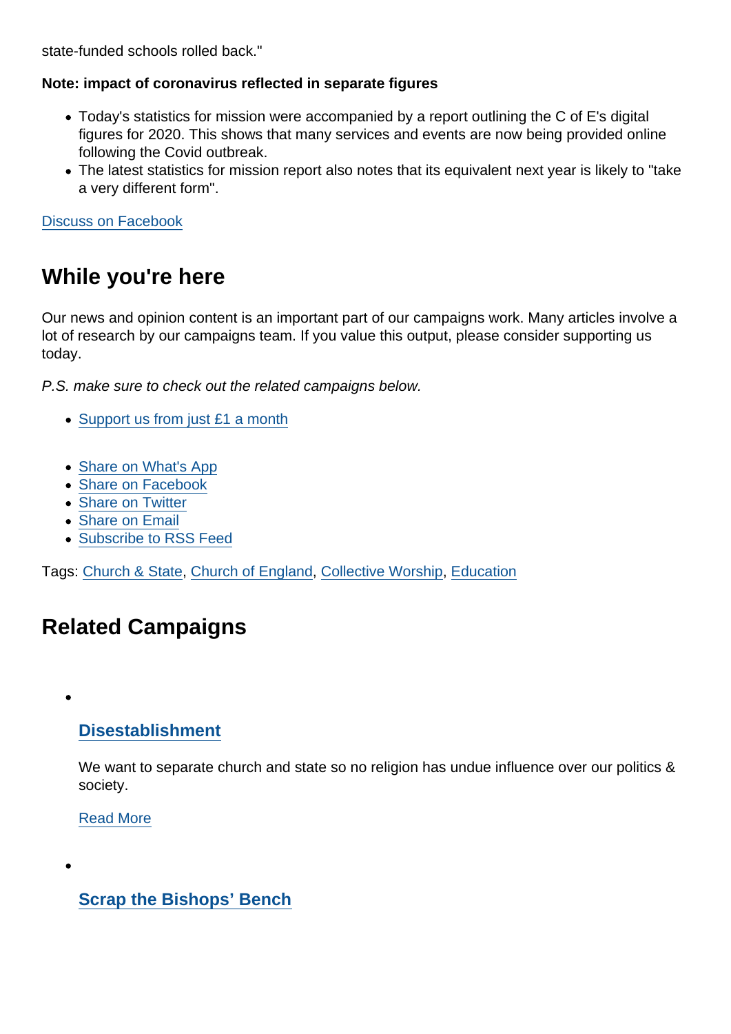state-funded schools rolled back."

**Note: impact of coronavirus reflected in separate figures**

- Today's statistics for mission were accompanied by a report outlining the C of E's digital figures for 2020. This shows that many services and events are now being provided online following the Covid outbreak.
- The latest statistics for mission report also notes that its equivalent next year is likely to "take a very different form".

Discuss on Facebook

## While you're here

Our news and opinion content is an important part of our campaigns work. Many articles involve a lot of research by our campaigns team. If you value this output, please consider supporting us today.

*P.S. make sure to check out the related campaigns below.*

- Support us from just £1 a month

- Share on What's App
- Share on Facebook
- Share on Twitter
- Share on Email
- Subscribe to RSS Feed

Tags: Church & State, Church of England, Collective Worship, Education

## Related Campaigns

- ### Disestablishment

  We want to separate church and state so no religion has undue influence over our politics & society.

  Read More

- ### Scrap the Bishops' Bench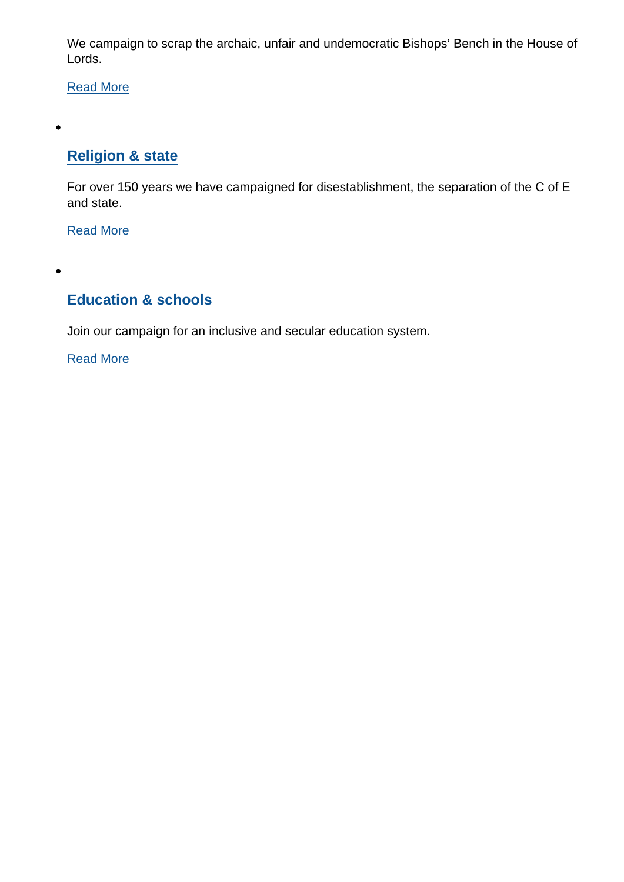We campaign to scrap the archaic, unfair and undemocratic Bishops' Bench in the House of Lords.

Read More

- ### Religion & state

  For over 150 years we have campaigned for disestablishment, the separation of the C of E and state.

  Read More

- ### Education & schools

  Join our campaign for an inclusive and secular education system.

  Read More